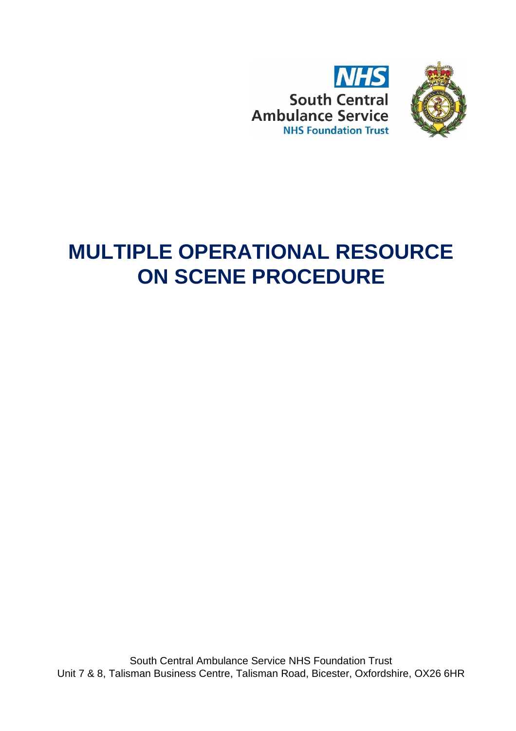NHS

South Central Ambulance Service

NHS Foundation Trust

# MULTIPLE OPERATIONAL RESOURCE ON SCENE PROCEDURE

South Central Ambulance Service NHS Foundation Trust
Unit 7 & 8, Talisman Business Centre, Talisman Road, Bicester, Oxfordshire, OX26 6HR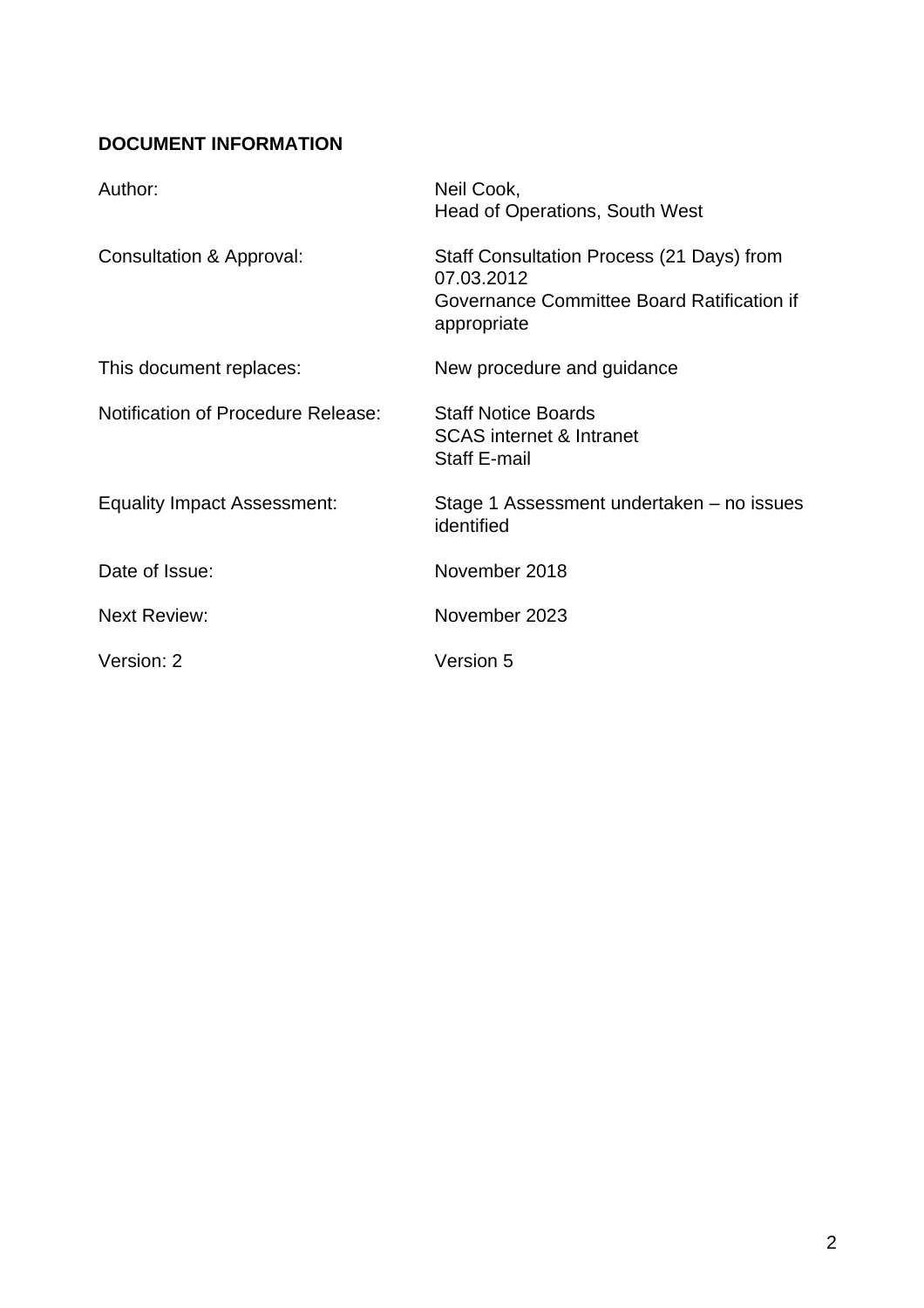**DOCUMENT INFORMATION**

| | |
|---|---|
| Author: | Neil Cook,<br>Head of Operations, South West |
| Consultation & Approval: | Staff Consultation Process (21 Days) from 07.03.2012<br>Governance Committee Board Ratification if appropriate |
| This document replaces: | New procedure and guidance |
| Notification of Procedure Release: | Staff Notice Boards<br>SCAS internet & Intranet<br>Staff E-mail |
| Equality Impact Assessment: | Stage 1 Assessment undertaken – no issues identified |
| Date of Issue: | November 2018 |
| Next Review: | November 2023 |
| Version: 2 | Version 5 |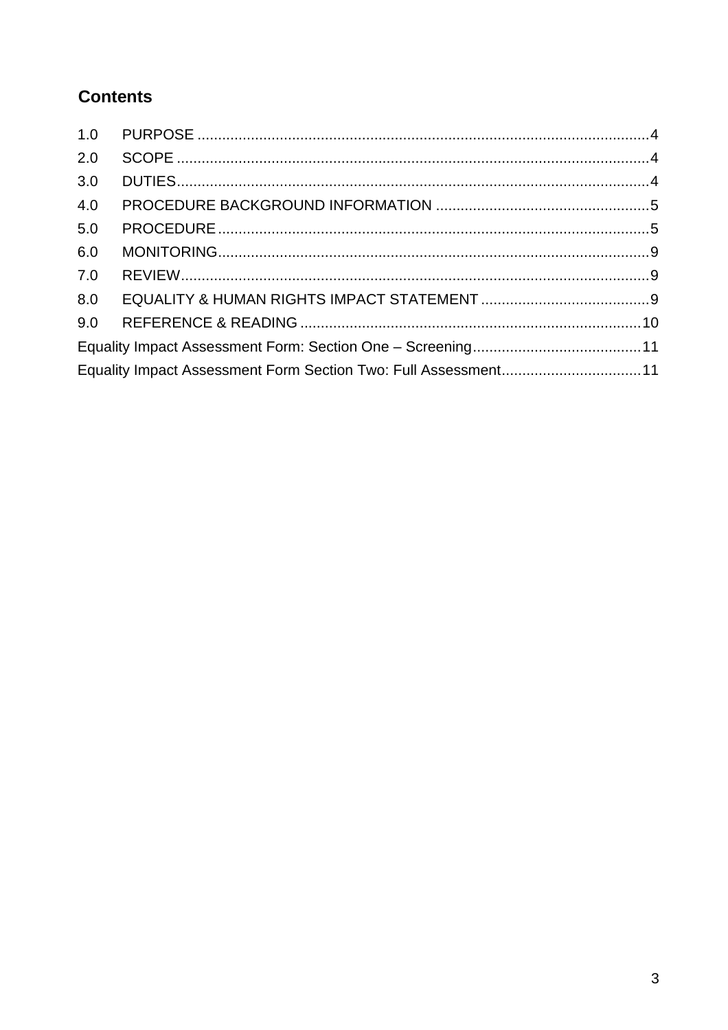## Contents

1.0 PURPOSE ....................................................................................................4
2.0 SCOPE ........................................................................................................4
3.0 DUTIES........................................................................................................4
4.0 PROCEDURE BACKGROUND INFORMATION ..........................................5
5.0 PROCEDURE ..............................................................................................5
6.0 MONITORING..............................................................................................9
7.0 REVIEW.......................................................................................................9
8.0 EQUALITY & HUMAN RIGHTS IMPACT STATEMENT ...............................9
9.0 REFERENCE & READING ........................................................................10
Equality Impact Assessment Form: Section One – Screening...............................11
Equality Impact Assessment Form Section Two: Full Assessment........................11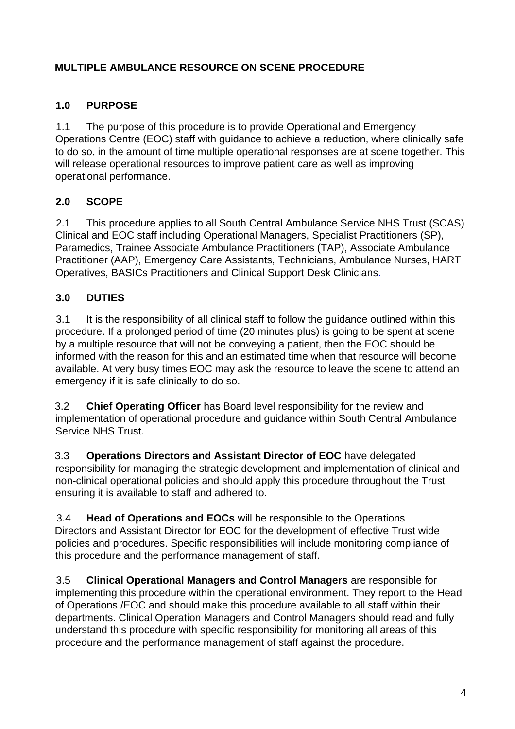# MULTIPLE AMBULANCE RESOURCE ON SCENE PROCEDURE

## 1.0 PURPOSE

1.1 The purpose of this procedure is to provide Operational and Emergency Operations Centre (EOC) staff with guidance to achieve a reduction, where clinically safe to do so, in the amount of time multiple operational responses are at scene together. This will release operational resources to improve patient care as well as improving operational performance.

## 2.0 SCOPE

2.1 This procedure applies to all South Central Ambulance Service NHS Trust (SCAS) Clinical and EOC staff including Operational Managers, Specialist Practitioners (SP), Paramedics, Trainee Associate Ambulance Practitioners (TAP), Associate Ambulance Practitioner (AAP), Emergency Care Assistants, Technicians, Ambulance Nurses, HART Operatives, BASICs Practitioners and Clinical Support Desk Clinicians.

## 3.0 DUTIES

3.1 It is the responsibility of all clinical staff to follow the guidance outlined within this procedure. If a prolonged period of time (20 minutes plus) is going to be spent at scene by a multiple resource that will not be conveying a patient, then the EOC should be informed with the reason for this and an estimated time when that resource will become available. At very busy times EOC may ask the resource to leave the scene to attend an emergency if it is safe clinically to do so.

3.2 **Chief Operating Officer** has Board level responsibility for the review and implementation of operational procedure and guidance within South Central Ambulance Service NHS Trust.

3.3 **Operations Directors and Assistant Director of EOC** have delegated responsibility for managing the strategic development and implementation of clinical and non-clinical operational policies and should apply this procedure throughout the Trust ensuring it is available to staff and adhered to.

3.4 **Head of Operations and EOCs** will be responsible to the Operations Directors and Assistant Director for EOC for the development of effective Trust wide policies and procedures. Specific responsibilities will include monitoring compliance of this procedure and the performance management of staff.

3.5 **Clinical Operational Managers and Control Managers** are responsible for implementing this procedure within the operational environment. They report to the Head of Operations /EOC and should make this procedure available to all staff within their departments. Clinical Operation Managers and Control Managers should read and fully understand this procedure with specific responsibility for monitoring all areas of this procedure and the performance management of staff against the procedure.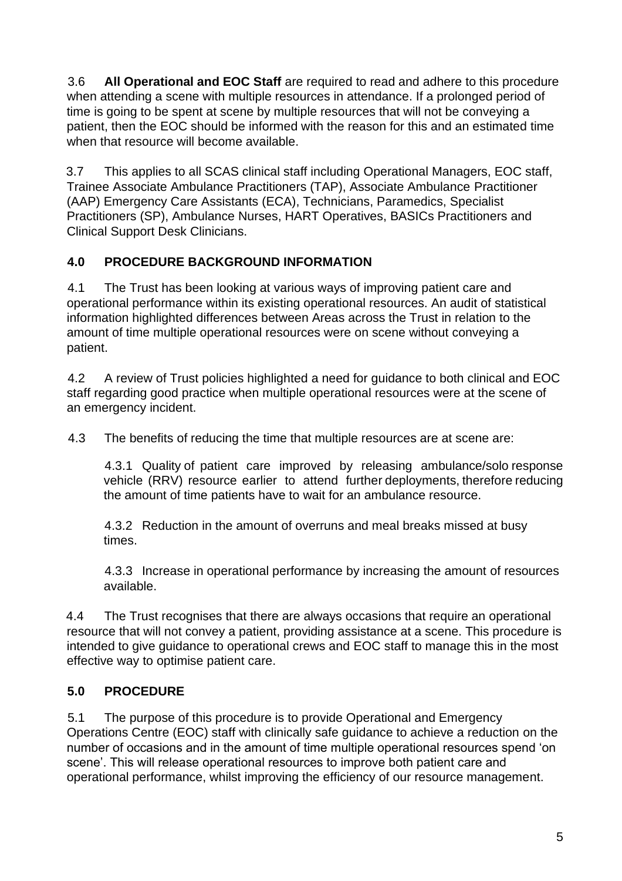3.6 **All Operational and EOC Staff** are required to read and adhere to this procedure when attending a scene with multiple resources in attendance. If a prolonged period of time is going to be spent at scene by multiple resources that will not be conveying a patient, then the EOC should be informed with the reason for this and an estimated time when that resource will become available.

3.7 This applies to all SCAS clinical staff including Operational Managers, EOC staff, Trainee Associate Ambulance Practitioners (TAP), Associate Ambulance Practitioner (AAP) Emergency Care Assistants (ECA), Technicians, Paramedics, Specialist Practitioners (SP), Ambulance Nurses, HART Operatives, BASICs Practitioners and Clinical Support Desk Clinicians.

## 4.0 PROCEDURE BACKGROUND INFORMATION

4.1 The Trust has been looking at various ways of improving patient care and operational performance within its existing operational resources. An audit of statistical information highlighted differences between Areas across the Trust in relation to the amount of time multiple operational resources were on scene without conveying a patient.

4.2 A review of Trust policies highlighted a need for guidance to both clinical and EOC staff regarding good practice when multiple operational resources were at the scene of an emergency incident.

4.3 The benefits of reducing the time that multiple resources are at scene are:

4.3.1 Quality of patient care improved by releasing ambulance/solo response vehicle (RRV) resource earlier to attend further deployments, therefore reducing the amount of time patients have to wait for an ambulance resource.

4.3.2 Reduction in the amount of overruns and meal breaks missed at busy times.

4.3.3 Increase in operational performance by increasing the amount of resources available.

4.4 The Trust recognises that there are always occasions that require an operational resource that will not convey a patient, providing assistance at a scene. This procedure is intended to give guidance to operational crews and EOC staff to manage this in the most effective way to optimise patient care.

## 5.0 PROCEDURE

5.1 The purpose of this procedure is to provide Operational and Emergency Operations Centre (EOC) staff with clinically safe guidance to achieve a reduction on the number of occasions and in the amount of time multiple operational resources spend 'on scene'. This will release operational resources to improve both patient care and operational performance, whilst improving the efficiency of our resource management.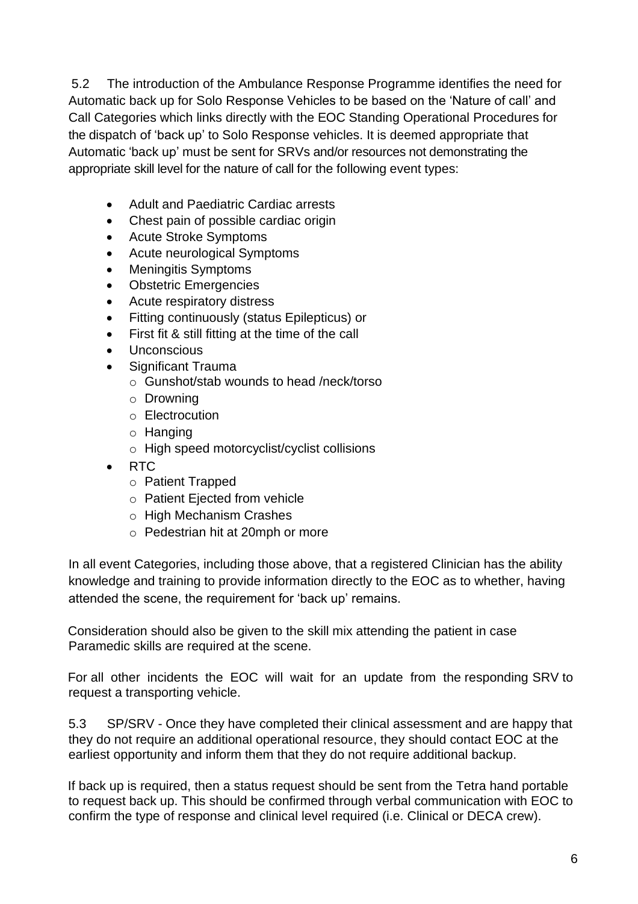5.2 The introduction of the Ambulance Response Programme identifies the need for Automatic back up for Solo Response Vehicles to be based on the 'Nature of call' and Call Categories which links directly with the EOC Standing Operational Procedures for the dispatch of 'back up' to Solo Response vehicles. It is deemed appropriate that Automatic 'back up' must be sent for SRVs and/or resources not demonstrating the appropriate skill level for the nature of call for the following event types:

- Adult and Paediatric Cardiac arrests
- Chest pain of possible cardiac origin
- Acute Stroke Symptoms
- Acute neurological Symptoms
- Meningitis Symptoms
- Obstetric Emergencies
- Acute respiratory distress
- Fitting continuously (status Epilepticus) or
- First fit & still fitting at the time of the call
- Unconscious
- Significant Trauma
  - Gunshot/stab wounds to head /neck/torso
  - Drowning
  - Electrocution
  - Hanging
  - High speed motorcyclist/cyclist collisions
- RTC
  - Patient Trapped
  - Patient Ejected from vehicle
  - High Mechanism Crashes
  - Pedestrian hit at 20mph or more

In all event Categories, including those above, that a registered Clinician has the ability knowledge and training to provide information directly to the EOC as to whether, having attended the scene, the requirement for 'back up' remains.

Consideration should also be given to the skill mix attending the patient in case Paramedic skills are required at the scene.

For all other incidents the EOC will wait for an update from the responding SRV to request a transporting vehicle.

5.3 SP/SRV - Once they have completed their clinical assessment and are happy that they do not require an additional operational resource, they should contact EOC at the earliest opportunity and inform them that they do not require additional backup.

If back up is required, then a status request should be sent from the Tetra hand portable to request back up. This should be confirmed through verbal communication with EOC to confirm the type of response and clinical level required (i.e. Clinical or DECA crew).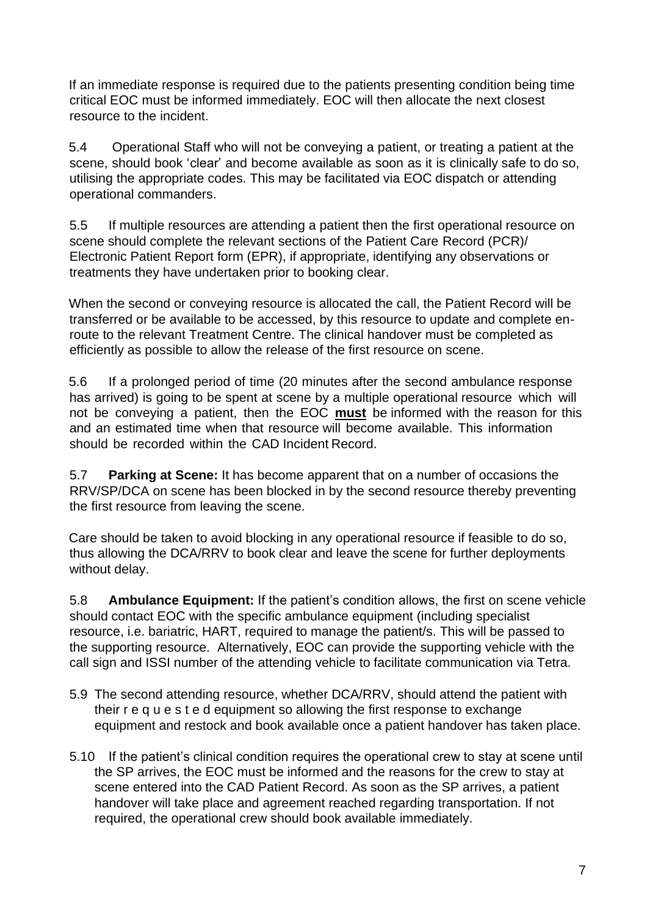If an immediate response is required due to the patients presenting condition being time critical EOC must be informed immediately. EOC will then allocate the next closest resource to the incident.

5.4 Operational Staff who will not be conveying a patient, or treating a patient at the scene, should book 'clear' and become available as soon as it is clinically safe to do so, utilising the appropriate codes. This may be facilitated via EOC dispatch or attending operational commanders.

5.5 If multiple resources are attending a patient then the first operational resource on scene should complete the relevant sections of the Patient Care Record (PCR)/ Electronic Patient Report form (EPR), if appropriate, identifying any observations or treatments they have undertaken prior to booking clear.

When the second or conveying resource is allocated the call, the Patient Record will be transferred or be available to be accessed, by this resource to update and complete en-route to the relevant Treatment Centre. The clinical handover must be completed as efficiently as possible to allow the release of the first resource on scene.

5.6 If a prolonged period of time (20 minutes after the second ambulance response has arrived) is going to be spent at scene by a multiple operational resource which will not be conveying a patient, then the EOC **must** be informed with the reason for this and an estimated time when that resource will become available. This information should be recorded within the CAD Incident Record.

5.7 **Parking at Scene:** It has become apparent that on a number of occasions the RRV/SP/DCA on scene has been blocked in by the second resource thereby preventing the first resource from leaving the scene.

Care should be taken to avoid blocking in any operational resource if feasible to do so, thus allowing the DCA/RRV to book clear and leave the scene for further deployments without delay.

5.8 **Ambulance Equipment:** If the patient's condition allows, the first on scene vehicle should contact EOC with the specific ambulance equipment (including specialist resource, i.e. bariatric, HART, required to manage the patient/s. This will be passed to the supporting resource. Alternatively, EOC can provide the supporting vehicle with the call sign and ISSI number of the attending vehicle to facilitate communication via Tetra.

5.9 The second attending resource, whether DCA/RRV, should attend the patient with their requested equipment so allowing the first response to exchange equipment and restock and book available once a patient handover has taken place.

5.10 If the patient's clinical condition requires the operational crew to stay at scene until the SP arrives, the EOC must be informed and the reasons for the crew to stay at scene entered into the CAD Patient Record. As soon as the SP arrives, a patient handover will take place and agreement reached regarding transportation. If not required, the operational crew should book available immediately.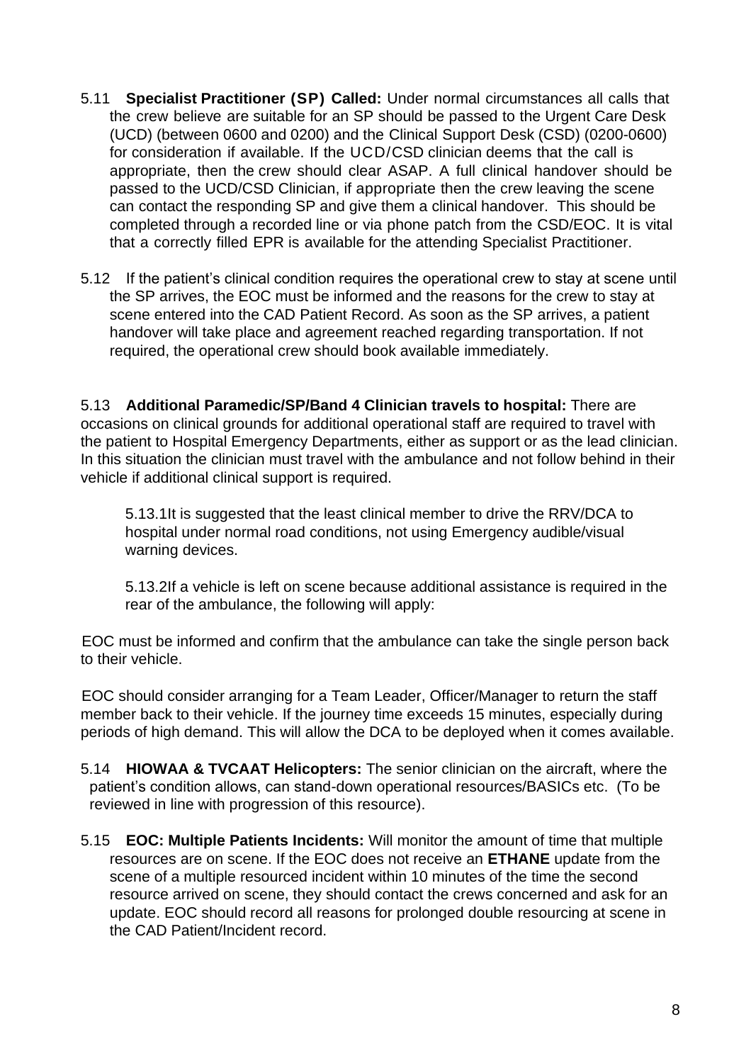5.11 **Specialist Practitioner (SP) Called:** Under normal circumstances all calls that the crew believe are suitable for an SP should be passed to the Urgent Care Desk (UCD) (between 0600 and 0200) and the Clinical Support Desk (CSD) (0200-0600) for consideration if available. If the UCD/CSD clinician deems that the call is appropriate, then the crew should clear ASAP. A full clinical handover should be passed to the UCD/CSD Clinician, if appropriate then the crew leaving the scene can contact the responding SP and give them a clinical handover. This should be completed through a recorded line or via phone patch from the CSD/EOC. It is vital that a correctly filled EPR is available for the attending Specialist Practitioner.

5.12 If the patient's clinical condition requires the operational crew to stay at scene until the SP arrives, the EOC must be informed and the reasons for the crew to stay at scene entered into the CAD Patient Record. As soon as the SP arrives, a patient handover will take place and agreement reached regarding transportation. If not required, the operational crew should book available immediately.

5.13 **Additional Paramedic/SP/Band 4 Clinician travels to hospital:** There are occasions on clinical grounds for additional operational staff are required to travel with the patient to Hospital Emergency Departments, either as support or as the lead clinician. In this situation the clinician must travel with the ambulance and not follow behind in their vehicle if additional clinical support is required.

5.13.1It is suggested that the least clinical member to drive the RRV/DCA to hospital under normal road conditions, not using Emergency audible/visual warning devices.

5.13.2If a vehicle is left on scene because additional assistance is required in the rear of the ambulance, the following will apply:

EOC must be informed and confirm that the ambulance can take the single person back to their vehicle.

EOC should consider arranging for a Team Leader, Officer/Manager to return the staff member back to their vehicle. If the journey time exceeds 15 minutes, especially during periods of high demand. This will allow the DCA to be deployed when it comes available.

5.14 **HIOWAA & TVCAAT Helicopters:** The senior clinician on the aircraft, where the patient's condition allows, can stand-down operational resources/BASICs etc. (To be reviewed in line with progression of this resource).

5.15 **EOC: Multiple Patients Incidents:** Will monitor the amount of time that multiple resources are on scene. If the EOC does not receive an **ETHANE** update from the scene of a multiple resourced incident within 10 minutes of the time the second resource arrived on scene, they should contact the crews concerned and ask for an update. EOC should record all reasons for prolonged double resourcing at scene in the CAD Patient/Incident record.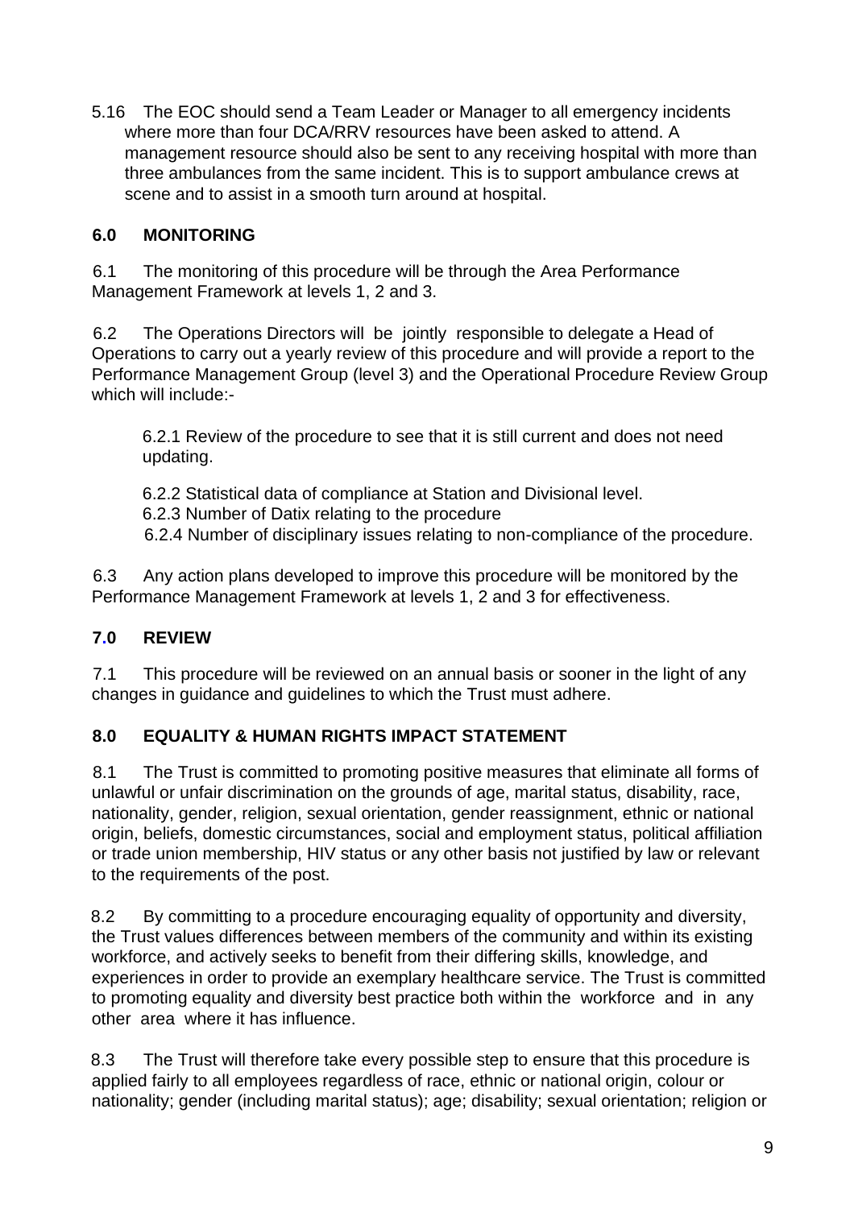5.16 The EOC should send a Team Leader or Manager to all emergency incidents where more than four DCA/RRV resources have been asked to attend. A management resource should also be sent to any receiving hospital with more than three ambulances from the same incident. This is to support ambulance crews at scene and to assist in a smooth turn around at hospital.

## 6.0 MONITORING

6.1 The monitoring of this procedure will be through the Area Performance Management Framework at levels 1, 2 and 3.

6.2 The Operations Directors will be jointly responsible to delegate a Head of Operations to carry out a yearly review of this procedure and will provide a report to the Performance Management Group (level 3) and the Operational Procedure Review Group which will include:-

6.2.1 Review of the procedure to see that it is still current and does not need updating.

6.2.2 Statistical data of compliance at Station and Divisional level.
6.2.3 Number of Datix relating to the procedure
6.2.4 Number of disciplinary issues relating to non-compliance of the procedure.

6.3 Any action plans developed to improve this procedure will be monitored by the Performance Management Framework at levels 1, 2 and 3 for effectiveness.

## 7.0 REVIEW

7.1 This procedure will be reviewed on an annual basis or sooner in the light of any changes in guidance and guidelines to which the Trust must adhere.

## 8.0 EQUALITY & HUMAN RIGHTS IMPACT STATEMENT

8.1 The Trust is committed to promoting positive measures that eliminate all forms of unlawful or unfair discrimination on the grounds of age, marital status, disability, race, nationality, gender, religion, sexual orientation, gender reassignment, ethnic or national origin, beliefs, domestic circumstances, social and employment status, political affiliation or trade union membership, HIV status or any other basis not justified by law or relevant to the requirements of the post.

8.2 By committing to a procedure encouraging equality of opportunity and diversity, the Trust values differences between members of the community and within its existing workforce, and actively seeks to benefit from their differing skills, knowledge, and experiences in order to provide an exemplary healthcare service. The Trust is committed to promoting equality and diversity best practice both within the workforce and in any other area where it has influence.

8.3 The Trust will therefore take every possible step to ensure that this procedure is applied fairly to all employees regardless of race, ethnic or national origin, colour or nationality; gender (including marital status); age; disability; sexual orientation; religion or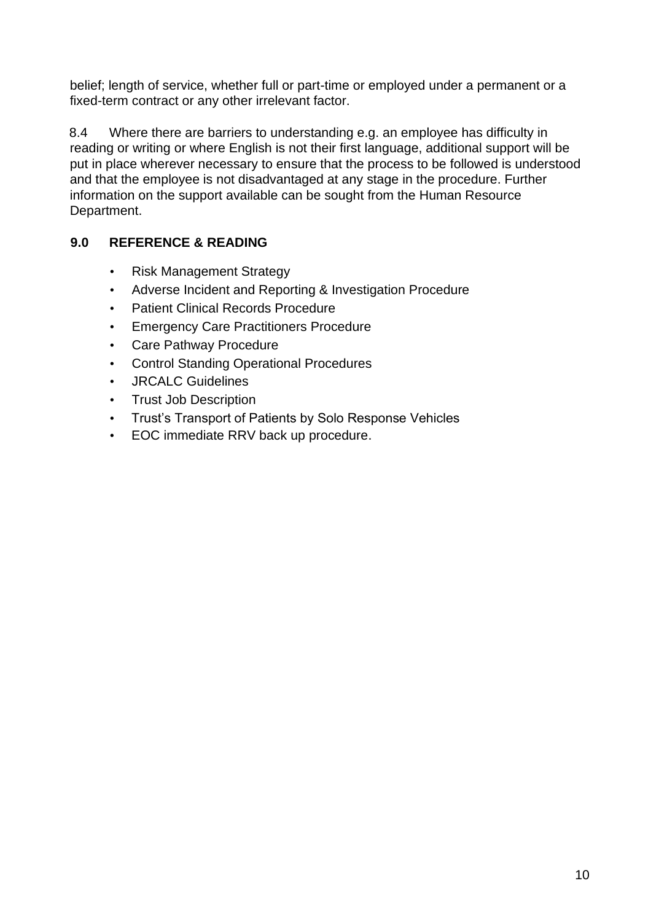belief; length of service, whether full or part-time or employed under a permanent or a fixed-term contract or any other irrelevant factor.

8.4 Where there are barriers to understanding e.g. an employee has difficulty in reading or writing or where English is not their first language, additional support will be put in place wherever necessary to ensure that the process to be followed is understood and that the employee is not disadvantaged at any stage in the procedure. Further information on the support available can be sought from the Human Resource Department.

## 9.0 REFERENCE & READING

- Risk Management Strategy
- Adverse Incident and Reporting & Investigation Procedure
- Patient Clinical Records Procedure
- Emergency Care Practitioners Procedure
- Care Pathway Procedure
- Control Standing Operational Procedures
- JRCALC Guidelines
- Trust Job Description
- Trust's Transport of Patients by Solo Response Vehicles
- EOC immediate RRV back up procedure.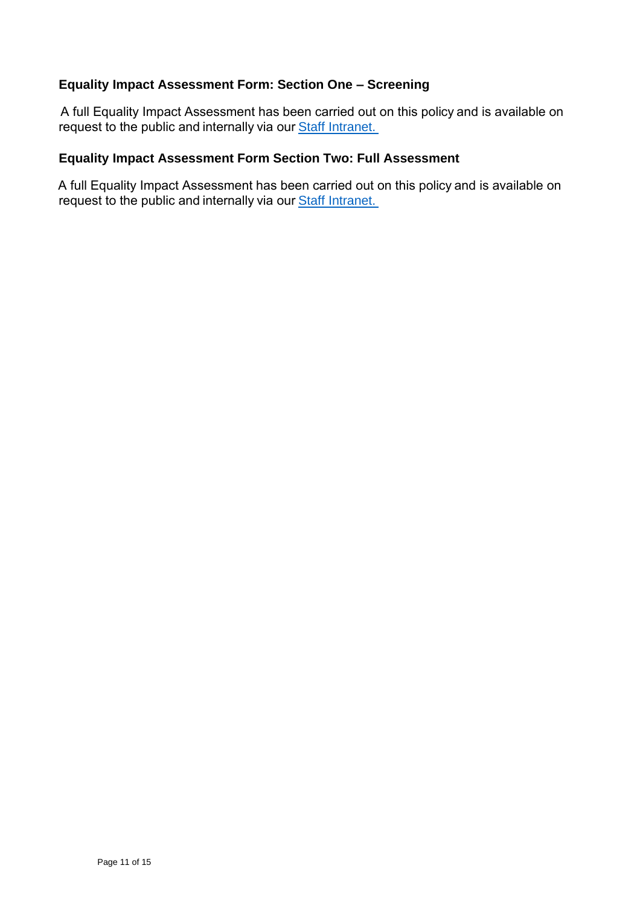## Equality Impact Assessment Form: Section One – Screening

A full Equality Impact Assessment has been carried out on this policy and is available on request to the public and internally via our [Staff Intranet.]

## Equality Impact Assessment Form Section Two: Full Assessment

A full Equality Impact Assessment has been carried out on this policy and is available on request to the public and internally via our [Staff Intranet.]